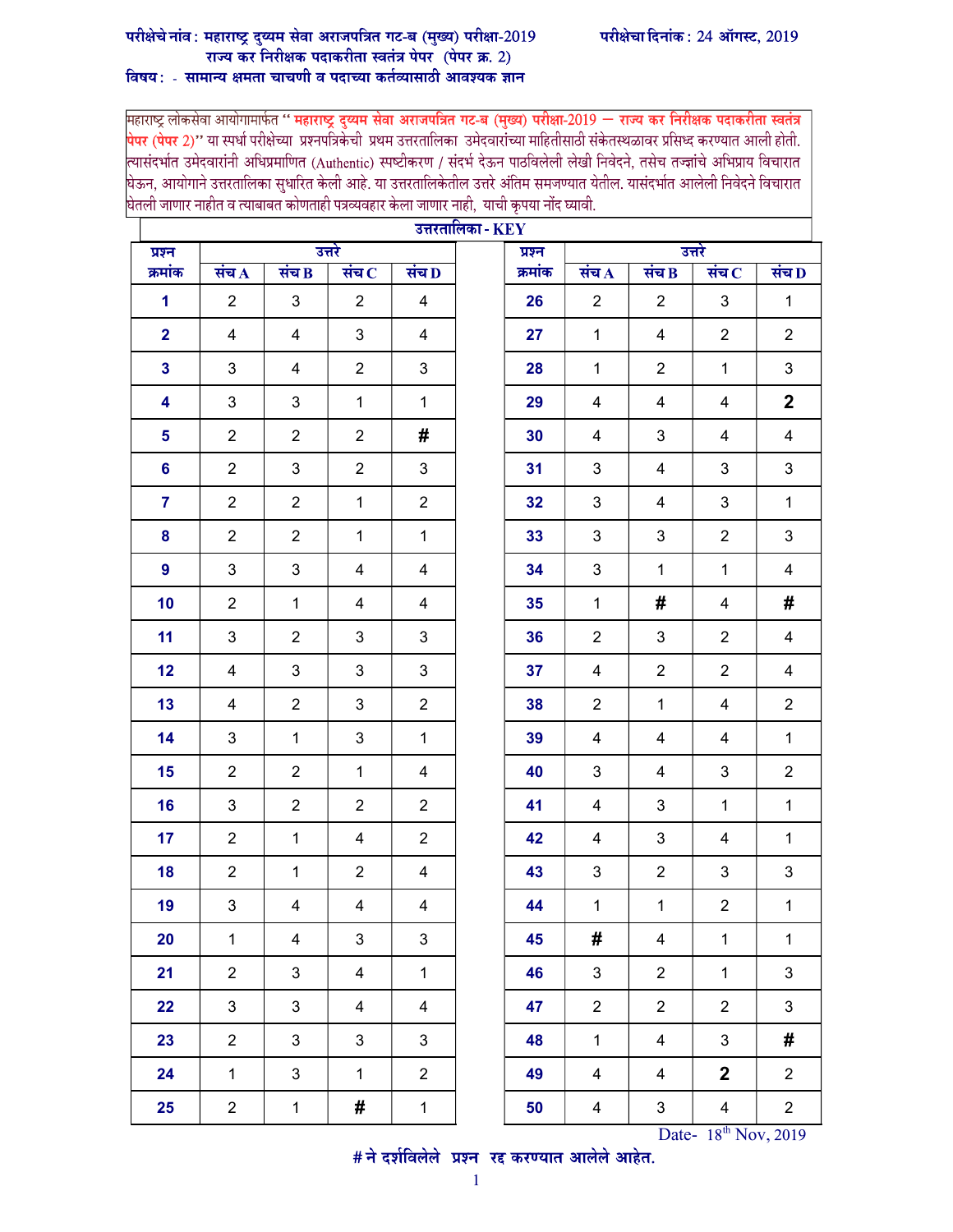**परीक्षेचे नांव : महाराष्ट्र दुय्यम सेवा अराजपत्रित गट-ब (मुख्य) परीक्षा-2019** **परीक्षेचा दिनांक : 24 ऑगस्ट, 2019**

**राज्य कर निरीक्षक पदाकरीता स्वतंत्र पेपर (पेपर क्र. 2)**

**विषय : - सामान्य क्षमता चाचणी व पदाच्या कर्तव्यासाठी आवश्यक ज्ञान**

महाराष्ट्र लोकसेवा आयोगामार्फत " **महाराष्ट्र दुय्यम सेवा अराजपत्रित गट-ब (मुख्य) परीक्षा-2019 – राज्य कर निरीक्षक पदाकरीता स्वतंत्र पेपर (पेपर 2)**" या स्पर्धा परीक्षेच्या प्रश्नपत्रिकेची प्रथम उत्तरतालिका उमेदवारांच्या माहितीसाठी संकेतस्थळावर प्रसिध्द करण्यात आली होती. त्यासंदर्भात उमेदवारांनी अधिप्रमाणित (Authentic) स्पष्टीकरण / संदर्भ देऊन पाठविलेली लेखी निवेदने, तसेच तज्ज्ञांचे अभिप्राय विचारात घेऊन, आयोगाने उत्तरतालिका सुधारित केली आहे. या उत्तरतालिकेतील उत्तरे अंतिम समजण्यात येतील. यासंदर्भात आलेली निवेदने विचारात घेतली जाणार नाहीत व त्याबाबत कोणताही पत्रव्यवहार केला जाणार नाही, याची कृपया नोंद घ्यावी.

**उत्तरतालिका - KEY**

| प्रश्न क्रमांक | उत्तरे संच A | संच B | संच C | संच D | प्रश्न क्रमांक | उत्तरे संच A | संच B | संच C | संच D |
|---|---|---|---|---|---|---|---|---|---|
| 1 | 2 | 3 | 2 | 4 | 26 | 2 | 2 | 3 | 1 |
| 2 | 4 | 4 | 3 | 4 | 27 | 1 | 4 | 2 | 2 |
| 3 | 3 | 4 | 2 | 3 | 28 | 1 | 2 | 1 | 3 |
| 4 | 3 | 3 | 1 | 1 | 29 | 4 | 4 | 4 | 2 |
| 5 | 2 | 2 | 2 | # | 30 | 4 | 3 | 4 | 4 |
| 6 | 2 | 3 | 2 | 3 | 31 | 3 | 4 | 3 | 3 |
| 7 | 2 | 2 | 1 | 2 | 32 | 3 | 4 | 3 | 1 |
| 8 | 2 | 2 | 1 | 1 | 33 | 3 | 3 | 2 | 3 |
| 9 | 3 | 3 | 4 | 4 | 34 | 3 | 1 | 1 | 4 |
| 10 | 2 | 1 | 4 | 4 | 35 | 1 | # | 4 | # |
| 11 | 3 | 2 | 3 | 3 | 36 | 2 | 3 | 2 | 4 |
| 12 | 4 | 3 | 3 | 3 | 37 | 4 | 2 | 2 | 4 |
| 13 | 4 | 2 | 3 | 2 | 38 | 2 | 1 | 4 | 2 |
| 14 | 3 | 1 | 3 | 1 | 39 | 4 | 4 | 4 | 1 |
| 15 | 2 | 2 | 1 | 4 | 40 | 3 | 4 | 3 | 2 |
| 16 | 3 | 2 | 2 | 2 | 41 | 4 | 3 | 1 | 1 |
| 17 | 2 | 1 | 4 | 2 | 42 | 4 | 3 | 4 | 1 |
| 18 | 2 | 1 | 2 | 4 | 43 | 3 | 2 | 3 | 3 |
| 19 | 3 | 4 | 4 | 4 | 44 | 1 | 1 | 2 | 1 |
| 20 | 1 | 4 | 3 | 3 | 45 | # | 4 | 1 | 1 |
| 21 | 2 | 3 | 4 | 1 | 46 | 3 | 2 | 1 | 3 |
| 22 | 3 | 3 | 4 | 4 | 47 | 2 | 2 | 2 | 3 |
| 23 | 2 | 3 | 3 | 3 | 48 | 1 | 4 | 3 | # |
| 24 | 1 | 3 | 1 | 2 | 49 | 4 | 4 | 2 | 2 |
| 25 | 2 | 1 | # | 1 | 50 | 4 | 3 | 4 | 2 |

Date- 18th Nov, 2019

**# ने दर्शविलेले प्रश्न रद्द करण्यात आलेले आहेत.**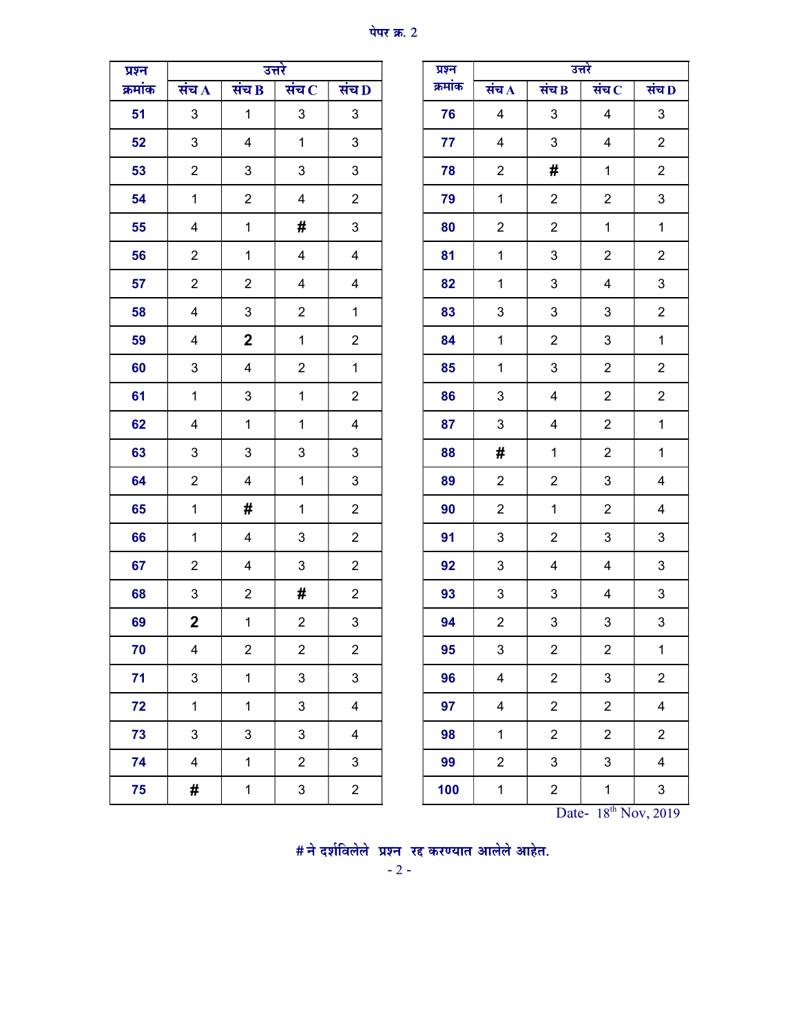पेपर क्र. 2

| प्रश्न क्रमांक | उत्तरे | | | | प्रश्न क्रमांक | उत्तरे | | | |
|---|---|---|---|---|---|---|---|---|---|
| | संच A | संच B | संच C | संच D | | संच A | संच B | संच C | संच D |
| **51** | 3 | 1 | 3 | 3 | **76** | 4 | 3 | 4 | 3 |
| **52** | 3 | 4 | 1 | 3 | **77** | 4 | 3 | 4 | 2 |
| **53** | 2 | 3 | 3 | 3 | **78** | 2 | # | 1 | 2 |
| **54** | 1 | 2 | 4 | 2 | **79** | 1 | 2 | 2 | 3 |
| **55** | 4 | 1 | # | 3 | **80** | 2 | 2 | 1 | 1 |
| **56** | 2 | 1 | 4 | 4 | **81** | 1 | 3 | 2 | 2 |
| **57** | 2 | 2 | 4 | 4 | **82** | 1 | 3 | 4 | 3 |
| **58** | 4 | 3 | 2 | 1 | **83** | 3 | 3 | 3 | 2 |
| **59** | 4 | **2** | 1 | 2 | **84** | 1 | 2 | 3 | 1 |
| **60** | 3 | 4 | 2 | 1 | **85** | 1 | 3 | 2 | 2 |
| **61** | 1 | 3 | 1 | 2 | **86** | 3 | 4 | 2 | 2 |
| **62** | 4 | 1 | 1 | 4 | **87** | 3 | 4 | 2 | 1 |
| **63** | 3 | 3 | 3 | 3 | **88** | # | 1 | 2 | 1 |
| **64** | 2 | 4 | 1 | 3 | **89** | 2 | 2 | 3 | 4 |
| **65** | 1 | # | 1 | 2 | **90** | 2 | 1 | 2 | 4 |
| **66** | 1 | 4 | 3 | 2 | **91** | 3 | 2 | 3 | 3 |
| **67** | 2 | 4 | 3 | 2 | **92** | 3 | 4 | 4 | 3 |
| **68** | 3 | 2 | # | 2 | **93** | 3 | 3 | 4 | 3 |
| **69** | **2** | 1 | 2 | 3 | **94** | 2 | 3 | 3 | 3 |
| **70** | 4 | 2 | 2 | 2 | **95** | 3 | 2 | 2 | 1 |
| **71** | 3 | 1 | 3 | 3 | **96** | 4 | 2 | 3 | 2 |
| **72** | 1 | 1 | 3 | 4 | **97** | 4 | 2 | 2 | 4 |
| **73** | 3 | 3 | 3 | 4 | **98** | 1 | 2 | 2 | 2 |
| **74** | 4 | 1 | 2 | 3 | **99** | 2 | 3 | 3 | 4 |
| **75** | # | 1 | 3 | 2 | **100** | 1 | 2 | 1 | 3 |

Date- 18th Nov, 2019

**# ने दर्शविलेले प्रश्न रद्द करण्यात आलेले आहेत.**